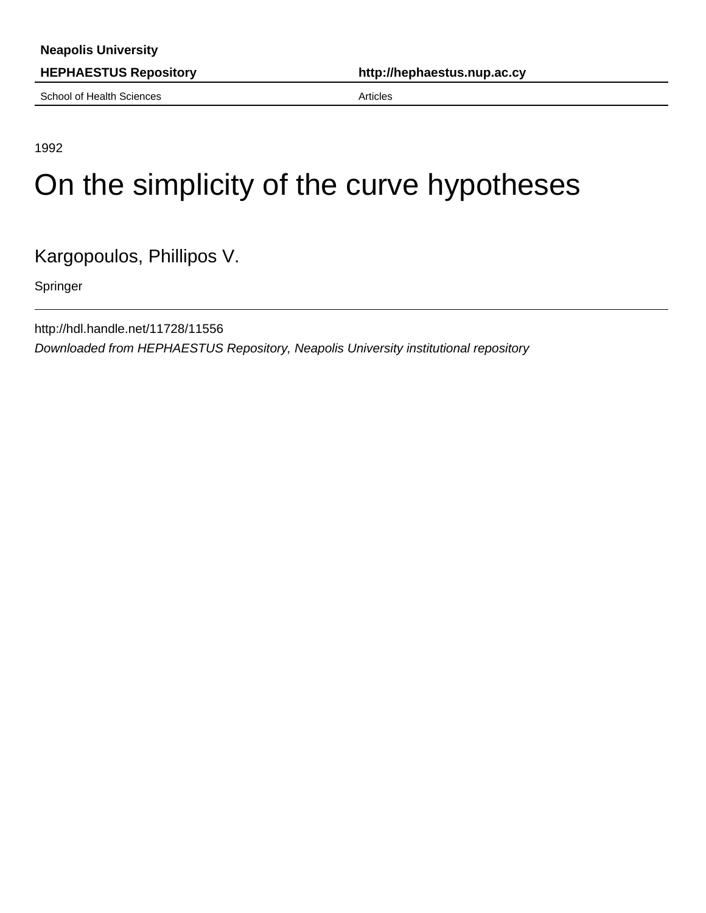**Neapolis University**

**HEPHAESTUS Repository** **http://hephaestus.nup.ac.cy**

School of Health Sciences Articles

1992

# On the simplicity of the curve hypotheses

Kargopoulos, Phillipos V.

Springer

http://hdl.handle.net/11728/11556

*Downloaded from HEPHAESTUS Repository, Neapolis University institutional repository*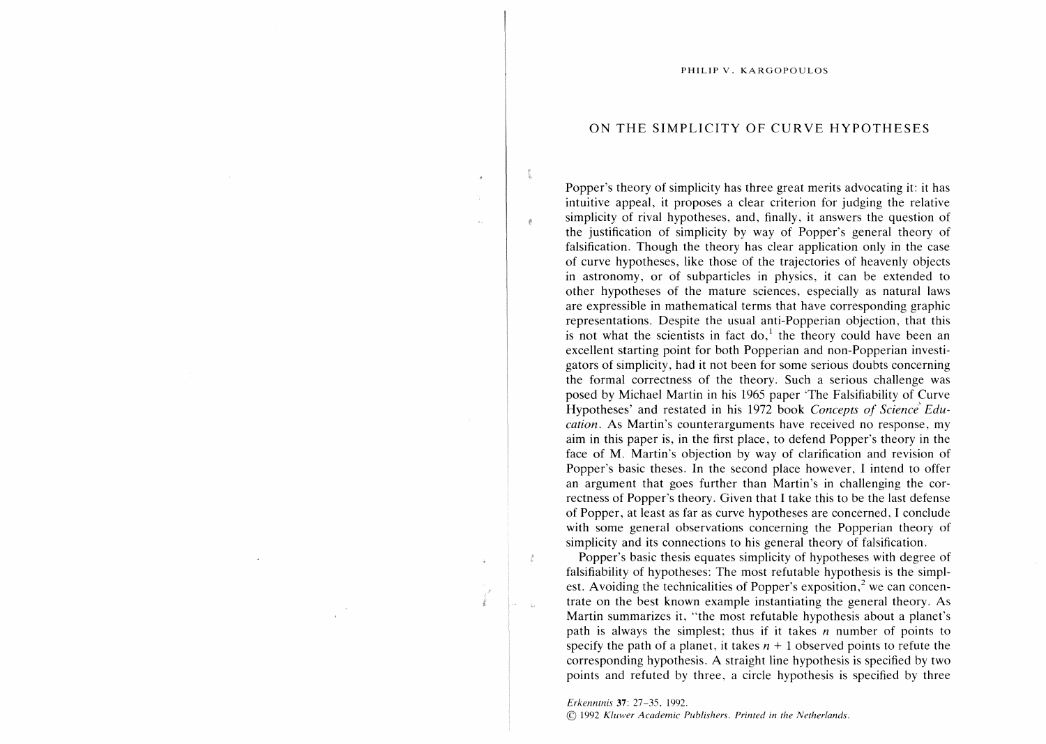# ON THE SIMPLICITY OF CURVE HYPOTHESES

PHILIP V. KARGOPOULOS

Popper's theory of simplicity has three great merits advocating it: it has intuitive appeal, it proposes a clear criterion for judging the relative simplicity of rival hypotheses, and, finally, it answers the question of the justification of simplicity by way of Popper's general theory of falsification. Though the theory has clear application only in the case of curve hypotheses, like those of the trajectories of heavenly objects in astronomy, or of subparticles in physics, it can be extended to other hypotheses of the mature sciences, especially as natural laws are expressible in mathematical terms that have corresponding graphic representations. Despite the usual anti-Popperian objection, that this is not what the scientists in fact do,[1] the theory could have been an excellent starting point for both Popperian and non-Popperian investigators of simplicity, had it not been for some serious doubts concerning the formal correctness of the theory. Such a serious challenge was posed by Michael Martin in his 1965 paper 'The Falsifiability of Curve Hypotheses' and restated in his 1972 book *Concepts of Science Education*. As Martin's counterarguments have received no response, my aim in this paper is, in the first place, to defend Popper's theory in the face of M. Martin's objection by way of clarification and revision of Popper's basic theses. In the second place however, I intend to offer an argument that goes further than Martin's in challenging the correctness of Popper's theory. Given that I take this to be the last defense of Popper, at least as far as curve hypotheses are concerned, I conclude with some general observations concerning the Popperian theory of simplicity and its connections to his general theory of falsification.

Popper's basic thesis equates simplicity of hypotheses with degree of falsifiability of hypotheses: The most refutable hypothesis is the simplest. Avoiding the technicalities of Popper's exposition,[2] we can concentrate on the best known example instantiating the general theory. As Martin summarizes it, "the most refutable hypothesis about a planet's path is always the simplest; thus if it takes $n$ number of points to specify the path of a planet, it takes $n + 1$ observed points to refute the corresponding hypothesis. A straight line hypothesis is specified by two points and refuted by three, a circle hypothesis is specified by three

*Erkenntnis* **37**: 27–35, 1992.
© 1992 *Kluwer Academic Publishers. Printed in the Netherlands.*